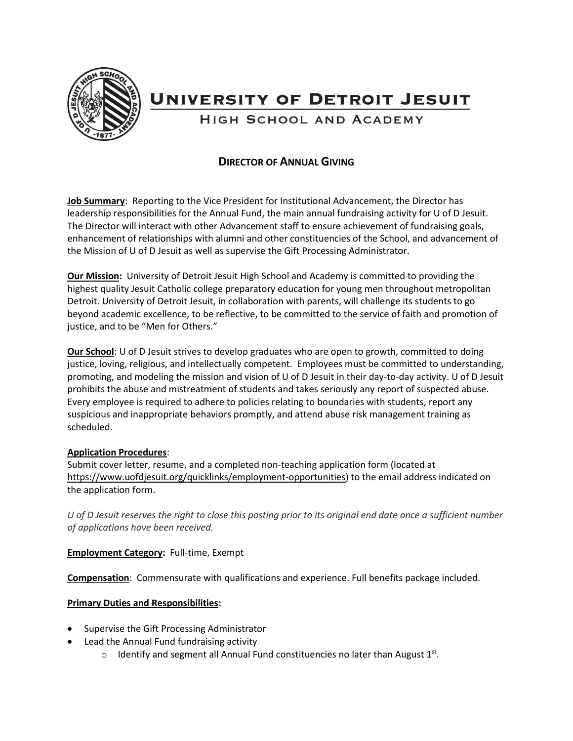# University of Detroit Jesuit

## High School and Academy

### Director of Annual Giving

**Job Summary**: Reporting to the Vice President for Institutional Advancement, the Director has leadership responsibilities for the Annual Fund, the main annual fundraising activity for U of D Jesuit. The Director will interact with other Advancement staff to ensure achievement of fundraising goals, enhancement of relationships with alumni and other constituencies of the School, and advancement of the Mission of U of D Jesuit as well as supervise the Gift Processing Administrator.

**Our Mission:** University of Detroit Jesuit High School and Academy is committed to providing the highest quality Jesuit Catholic college preparatory education for young men throughout metropolitan Detroit. University of Detroit Jesuit, in collaboration with parents, will challenge its students to go beyond academic excellence, to be reflective, to be committed to the service of faith and promotion of justice, and to be "Men for Others."

**Our School**: U of D Jesuit strives to develop graduates who are open to growth, committed to doing justice, loving, religious, and intellectually competent. Employees must be committed to understanding, promoting, and modeling the mission and vision of U of D Jesuit in their day-to-day activity. U of D Jesuit prohibits the abuse and mistreatment of students and takes seriously any report of suspected abuse. Every employee is required to adhere to policies relating to boundaries with students, report any suspicious and inappropriate behaviors promptly, and attend abuse risk management training as scheduled.

**Application Procedures**:
Submit cover letter, resume, and a completed non-teaching application form (located at https://www.uofdjesuit.org/quicklinks/employment-opportunities) to the email address indicated on the application form.

*U of D Jesuit reserves the right to close this posting prior to its original end date once a sufficient number of applications have been received.*

**Employment Category:** Full-time, Exempt

**Compensation**: Commensurate with qualifications and experience. Full benefits package included.

**Primary Duties and Responsibilities:**

- Supervise the Gift Processing Administrator
- Lead the Annual Fund fundraising activity
  - Identify and segment all Annual Fund constituencies no later than August 1st.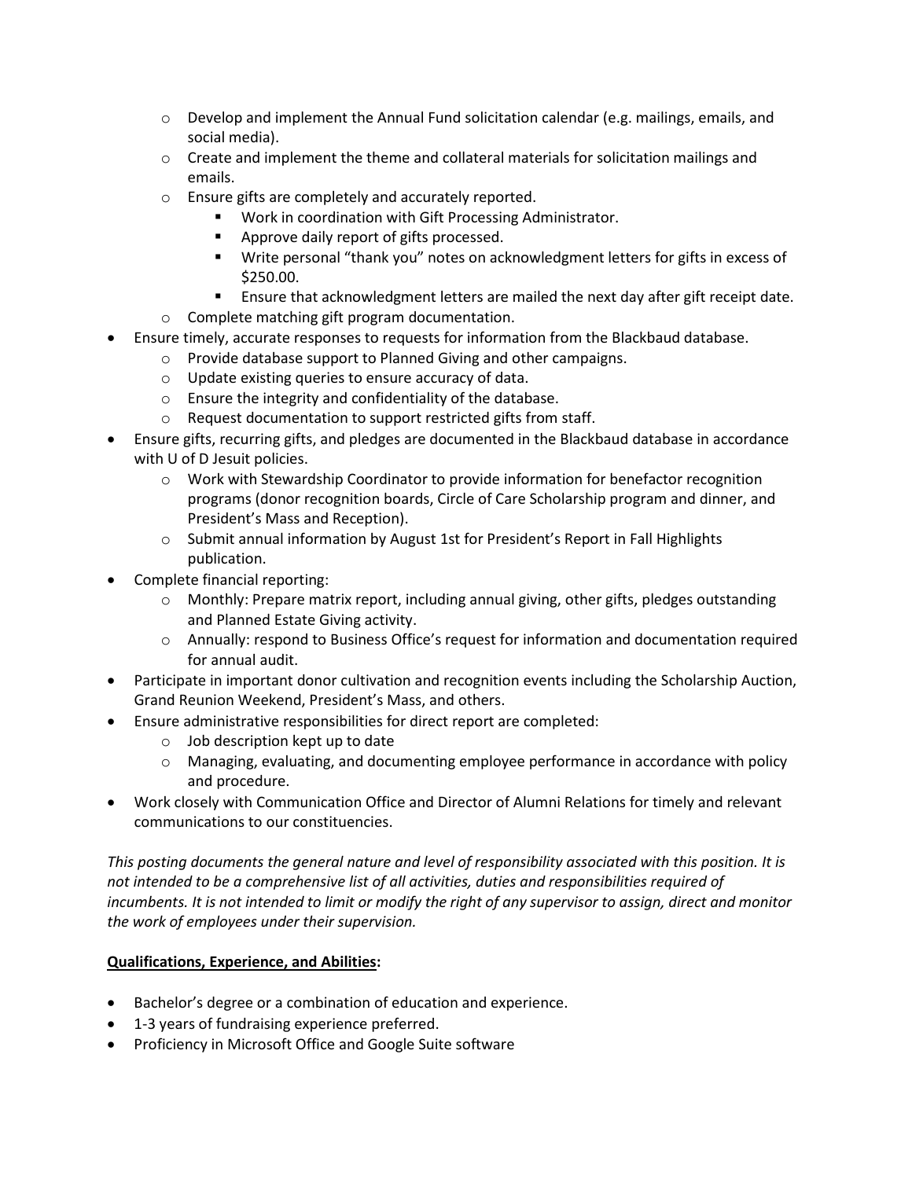- Develop and implement the Annual Fund solicitation calendar (e.g. mailings, emails, and social media).
  - Create and implement the theme and collateral materials for solicitation mailings and emails.
  - Ensure gifts are completely and accurately reported.
    - Work in coordination with Gift Processing Administrator.
    - Approve daily report of gifts processed.
    - Write personal "thank you" notes on acknowledgment letters for gifts in excess of $250.00.
    - Ensure that acknowledgment letters are mailed the next day after gift receipt date.
  - Complete matching gift program documentation.
- Ensure timely, accurate responses to requests for information from the Blackbaud database.
  - Provide database support to Planned Giving and other campaigns.
  - Update existing queries to ensure accuracy of data.
  - Ensure the integrity and confidentiality of the database.
  - Request documentation to support restricted gifts from staff.
- Ensure gifts, recurring gifts, and pledges are documented in the Blackbaud database in accordance with U of D Jesuit policies.
  - Work with Stewardship Coordinator to provide information for benefactor recognition programs (donor recognition boards, Circle of Care Scholarship program and dinner, and President's Mass and Reception).
  - Submit annual information by August 1st for President's Report in Fall Highlights publication.
- Complete financial reporting:
  - Monthly: Prepare matrix report, including annual giving, other gifts, pledges outstanding and Planned Estate Giving activity.
  - Annually: respond to Business Office's request for information and documentation required for annual audit.
- Participate in important donor cultivation and recognition events including the Scholarship Auction, Grand Reunion Weekend, President's Mass, and others.
- Ensure administrative responsibilities for direct report are completed:
  - Job description kept up to date
  - Managing, evaluating, and documenting employee performance in accordance with policy and procedure.
- Work closely with Communication Office and Director of Alumni Relations for timely and relevant communications to our constituencies.

*This posting documents the general nature and level of responsibility associated with this position. It is not intended to be a comprehensive list of all activities, duties and responsibilities required of incumbents. It is not intended to limit or modify the right of any supervisor to assign, direct and monitor the work of employees under their supervision.*

**Qualifications, Experience, and Abilities:**

- Bachelor's degree or a combination of education and experience.
- 1-3 years of fundraising experience preferred.
- Proficiency in Microsoft Office and Google Suite software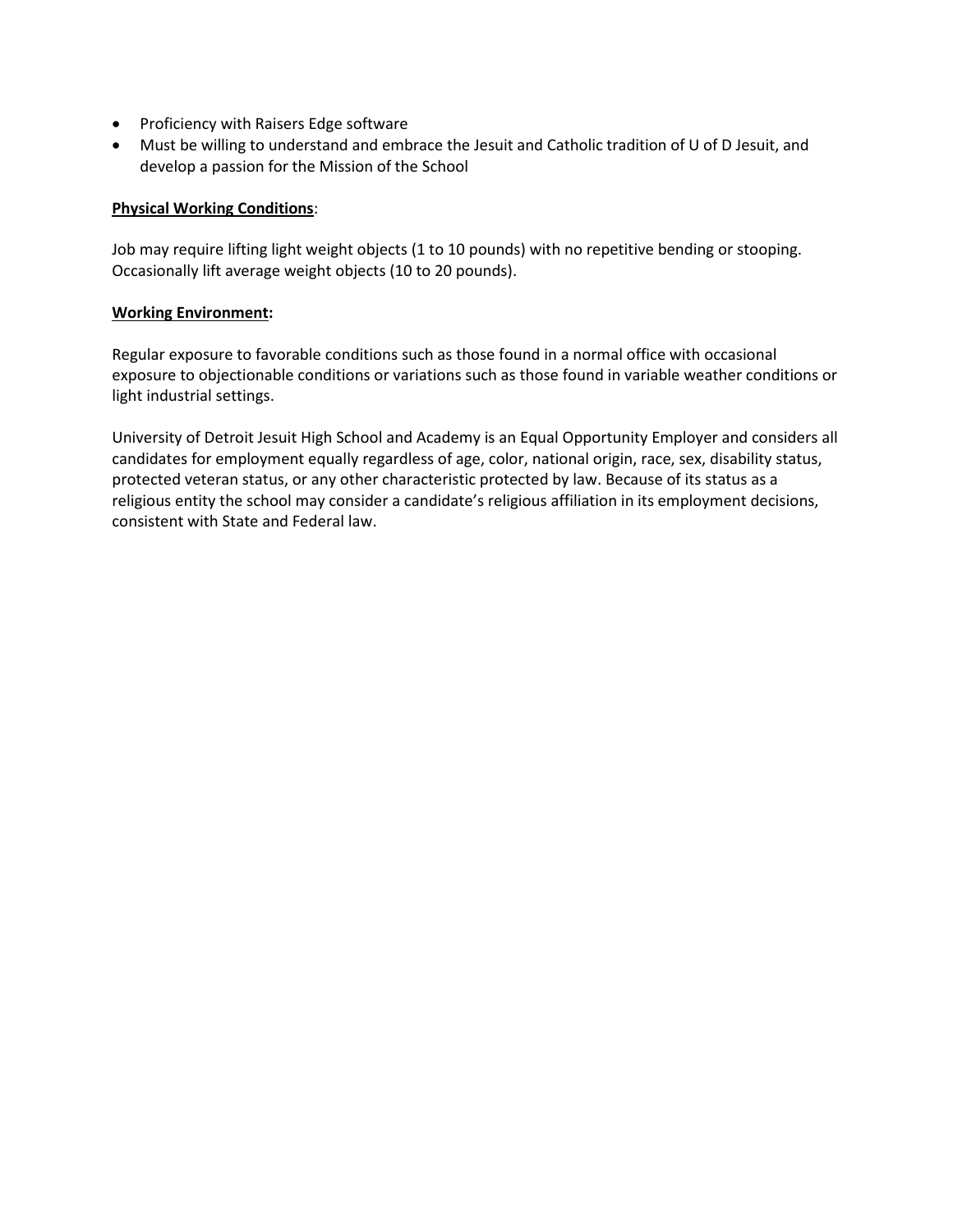- Proficiency with Raisers Edge software
- Must be willing to understand and embrace the Jesuit and Catholic tradition of U of D Jesuit, and develop a passion for the Mission of the School

**Physical Working Conditions**:

Job may require lifting light weight objects (1 to 10 pounds) with no repetitive bending or stooping. Occasionally lift average weight objects (10 to 20 pounds).

**Working Environment:**

Regular exposure to favorable conditions such as those found in a normal office with occasional exposure to objectionable conditions or variations such as those found in variable weather conditions or light industrial settings.

University of Detroit Jesuit High School and Academy is an Equal Opportunity Employer and considers all candidates for employment equally regardless of age, color, national origin, race, sex, disability status, protected veteran status, or any other characteristic protected by law. Because of its status as a religious entity the school may consider a candidate's religious affiliation in its employment decisions, consistent with State and Federal law.